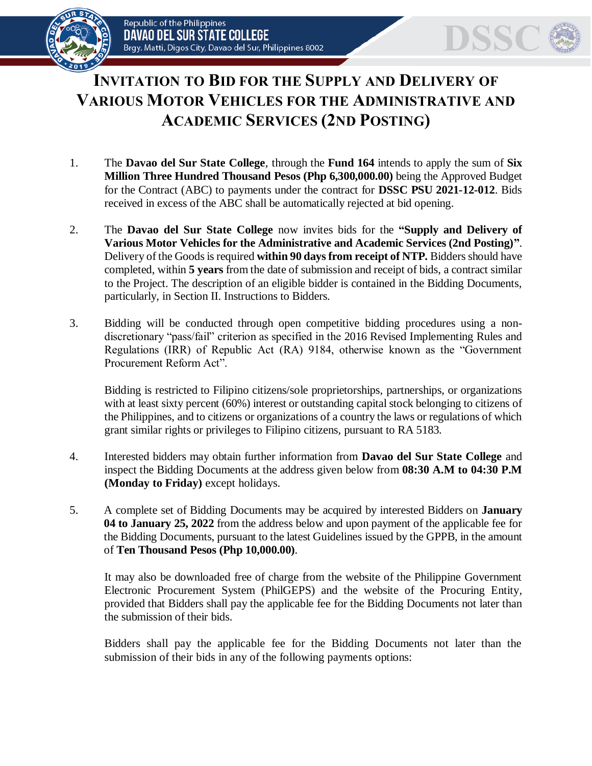# INVITATION TO BID FOR THE SUPPLY AND DELIVERY OF VARIOUS MOTOR VEHICLES FOR THE ADMINISTRATIVE AND ACADEMIC SERVICES (2ND POSTING)

1. The **Davao del Sur State College**, through the **Fund 164** intends to apply the sum of **Six Million Three Hundred Thousand Pesos (Php 6,300,000.00)** being the Approved Budget for the Contract (ABC) to payments under the contract for **DSSC PSU 2021-12-012**. Bids received in excess of the ABC shall be automatically rejected at bid opening.

2. The **Davao del Sur State College** now invites bids for the **"Supply and Delivery of Various Motor Vehicles for the Administrative and Academic Services (2nd Posting)"**. Delivery of the Goods is required **within 90 days from receipt of NTP.** Bidders should have completed, within **5 years** from the date of submission and receipt of bids, a contract similar to the Project. The description of an eligible bidder is contained in the Bidding Documents, particularly, in Section II. Instructions to Bidders.

3. Bidding will be conducted through open competitive bidding procedures using a non-discretionary "pass/fail" criterion as specified in the 2016 Revised Implementing Rules and Regulations (IRR) of Republic Act (RA) 9184, otherwise known as the "Government Procurement Reform Act".

   Bidding is restricted to Filipino citizens/sole proprietorships, partnerships, or organizations with at least sixty percent (60%) interest or outstanding capital stock belonging to citizens of the Philippines, and to citizens or organizations of a country the laws or regulations of which grant similar rights or privileges to Filipino citizens, pursuant to RA 5183.

4. Interested bidders may obtain further information from **Davao del Sur State College** and inspect the Bidding Documents at the address given below from **08:30 A.M to 04:30 P.M (Monday to Friday)** except holidays.

5. A complete set of Bidding Documents may be acquired by interested Bidders on **January 04 to January 25, 2022** from the address below and upon payment of the applicable fee for the Bidding Documents, pursuant to the latest Guidelines issued by the GPPB, in the amount of **Ten Thousand Pesos (Php 10,000.00)**.

   It may also be downloaded free of charge from the website of the Philippine Government Electronic Procurement System (PhilGEPS) and the website of the Procuring Entity, provided that Bidders shall pay the applicable fee for the Bidding Documents not later than the submission of their bids.

   Bidders shall pay the applicable fee for the Bidding Documents not later than the submission of their bids in any of the following payments options: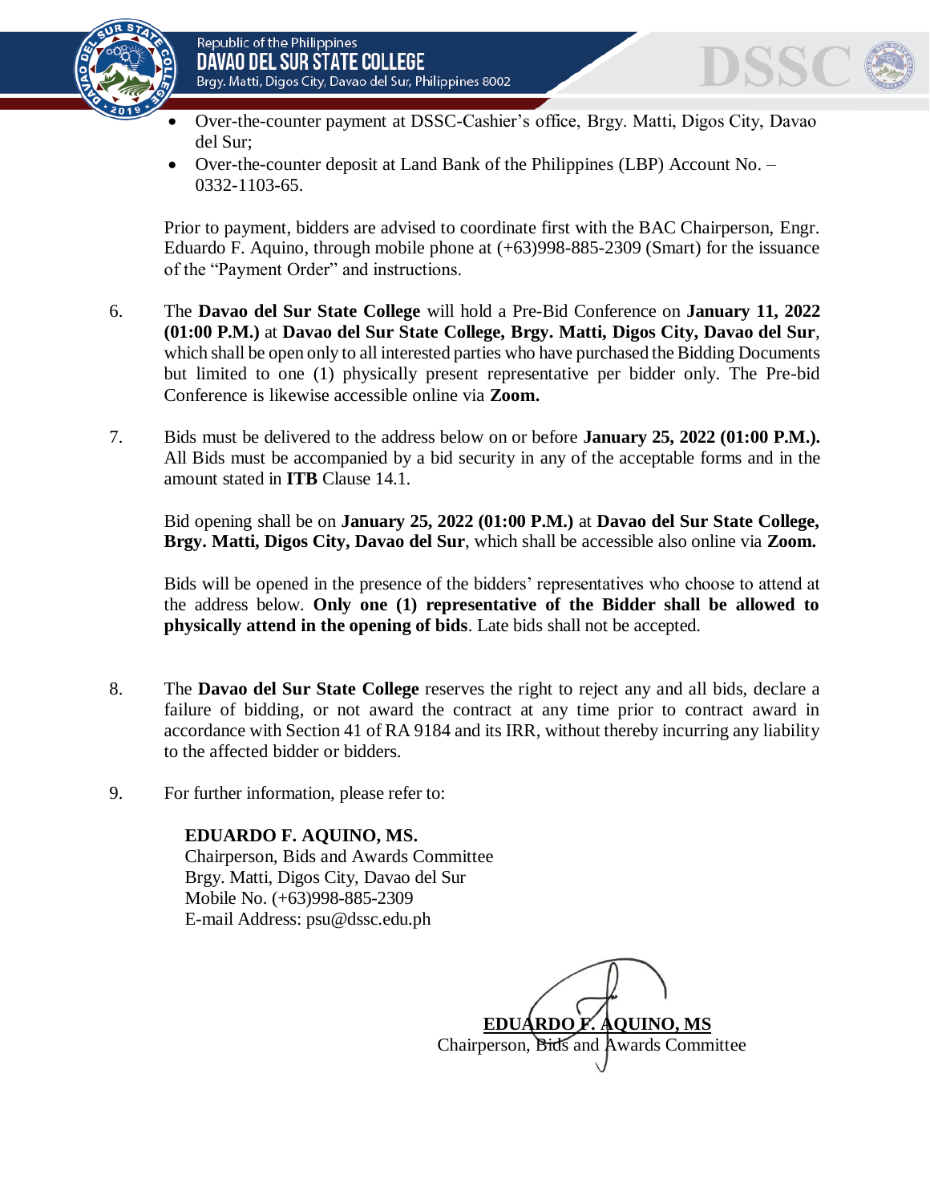- Over-the-counter payment at DSSC-Cashier's office, Brgy. Matti, Digos City, Davao del Sur;
- Over-the-counter deposit at Land Bank of the Philippines (LBP) Account No. – 0332-1103-65.

Prior to payment, bidders are advised to coordinate first with the BAC Chairperson, Engr. Eduardo F. Aquino, through mobile phone at (+63)998-885-2309 (Smart) for the issuance of the "Payment Order" and instructions.

6. The **Davao del Sur State College** will hold a Pre-Bid Conference on **January 11, 2022 (01:00 P.M.)** at **Davao del Sur State College, Brgy. Matti, Digos City, Davao del Sur**, which shall be open only to all interested parties who have purchased the Bidding Documents but limited to one (1) physically present representative per bidder only. The Pre-bid Conference is likewise accessible online via **Zoom.**

7. Bids must be delivered to the address below on or before **January 25, 2022 (01:00 P.M.).** All Bids must be accompanied by a bid security in any of the acceptable forms and in the amount stated in **ITB** Clause 14.1.

   Bid opening shall be on **January 25, 2022 (01:00 P.M.)** at **Davao del Sur State College, Brgy. Matti, Digos City, Davao del Sur**, which shall be accessible also online via **Zoom.**

   Bids will be opened in the presence of the bidders' representatives who choose to attend at the address below. **Only one (1) representative of the Bidder shall be allowed to physically attend in the opening of bids**. Late bids shall not be accepted.

8. The **Davao del Sur State College** reserves the right to reject any and all bids, declare a failure of bidding, or not award the contract at any time prior to contract award in accordance with Section 41 of RA 9184 and its IRR, without thereby incurring any liability to the affected bidder or bidders.

9. For further information, please refer to:

   **EDUARDO F. AQUINO, MS.**
   Chairperson, Bids and Awards Committee
   Brgy. Matti, Digos City, Davao del Sur
   Mobile No. (+63)998-885-2309
   E-mail Address: psu@dssc.edu.ph

**EDUARDO F. AQUINO, MS**
Chairperson, Bids and Awards Committee